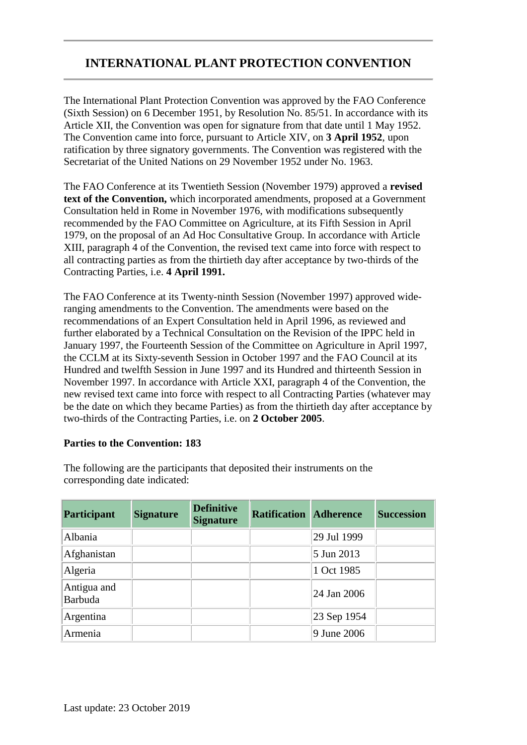# INTERNATIONAL PLANT PROTECTION CONVENTION

The International Plant Protection Convention was approved by the FAO Conference (Sixth Session) on 6 December 1951, by Resolution No. 85/51. In accordance with its Article XII, the Convention was open for signature from that date until 1 May 1952. The Convention came into force, pursuant to Article XIV, on **3 April 1952**, upon ratification by three signatory governments. The Convention was registered with the Secretariat of the United Nations on 29 November 1952 under No. 1963.

The FAO Conference at its Twentieth Session (November 1979) approved a **revised text of the Convention,** which incorporated amendments, proposed at a Government Consultation held in Rome in November 1976, with modifications subsequently recommended by the FAO Committee on Agriculture, at its Fifth Session in April 1979, on the proposal of an Ad Hoc Consultative Group. In accordance with Article XIII, paragraph 4 of the Convention, the revised text came into force with respect to all contracting parties as from the thirtieth day after acceptance by two-thirds of the Contracting Parties, i.e. **4 April 1991.**

The FAO Conference at its Twenty-ninth Session (November 1997) approved wide-ranging amendments to the Convention. The amendments were based on the recommendations of an Expert Consultation held in April 1996, as reviewed and further elaborated by a Technical Consultation on the Revision of the IPPC held in January 1997, the Fourteenth Session of the Committee on Agriculture in April 1997, the CCLM at its Sixty-seventh Session in October 1997 and the FAO Council at its Hundred and twelfth Session in June 1997 and its Hundred and thirteenth Session in November 1997. In accordance with Article XXI, paragraph 4 of the Convention, the new revised text came into force with respect to all Contracting Parties (whatever may be the date on which they became Parties) as from the thirtieth day after acceptance by two-thirds of the Contracting Parties, i.e. on **2 October 2005**.

**Parties to the Convention: 183**

The following are the participants that deposited their instruments on the corresponding date indicated:

| Participant | Signature | Definitive Signature | Ratification | Adherence | Succession |
|---|---|---|---|---|---|
| Albania | | | | 29 Jul 1999 | |
| Afghanistan | | | | 5 Jun 2013 | |
| Algeria | | | | 1 Oct 1985 | |
| Antigua and Barbuda | | | | 24 Jan 2006 | |
| Argentina | | | | 23 Sep 1954 | |
| Armenia | | | | 9 June 2006 | |

Last update: 23 October 2019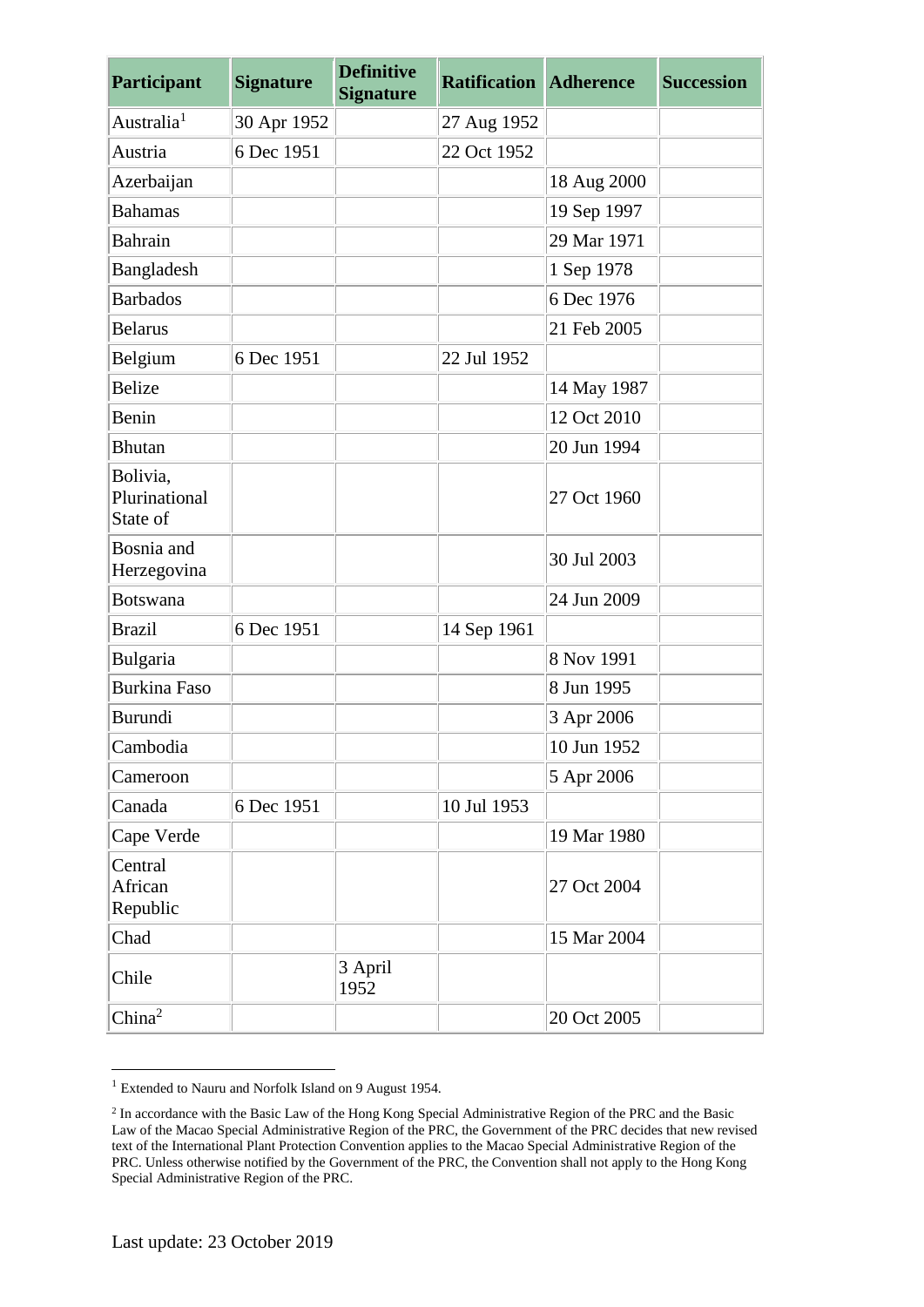| Participant | Signature | Definitive Signature | Ratification | Adherence | Succession |
| --- | --- | --- | --- | --- | --- |
| Australia[1] | 30 Apr 1952 | | 27 Aug 1952 | | |
| Austria | 6 Dec 1951 | | 22 Oct 1952 | | |
| Azerbaijan | | | | 18 Aug 2000 | |
| Bahamas | | | | 19 Sep 1997 | |
| Bahrain | | | | 29 Mar 1971 | |
| Bangladesh | | | | 1 Sep 1978 | |
| Barbados | | | | 6 Dec 1976 | |
| Belarus | | | | 21 Feb 2005 | |
| Belgium | 6 Dec 1951 | | 22 Jul 1952 | | |
| Belize | | | | 14 May 1987 | |
| Benin | | | | 12 Oct 2010 | |
| Bhutan | | | | 20 Jun 1994 | |
| Bolivia, Plurinational State of | | | | 27 Oct 1960 | |
| Bosnia and Herzegovina | | | | 30 Jul 2003 | |
| Botswana | | | | 24 Jun 2009 | |
| Brazil | 6 Dec 1951 | | 14 Sep 1961 | | |
| Bulgaria | | | | 8 Nov 1991 | |
| Burkina Faso | | | | 8 Jun 1995 | |
| Burundi | | | | 3 Apr 2006 | |
| Cambodia | | | | 10 Jun 1952 | |
| Cameroon | | | | 5 Apr 2006 | |
| Canada | 6 Dec 1951 | | 10 Jul 1953 | | |
| Cape Verde | | | | 19 Mar 1980 | |
| Central African Republic | | | | 27 Oct 2004 | |
| Chad | | | | 15 Mar 2004 | |
| Chile | | 3 April 1952 | | | |
| China[2] | | | | 20 Oct 2005 | |

[1] Extended to Nauru and Norfolk Island on 9 August 1954.

[2] In accordance with the Basic Law of the Hong Kong Special Administrative Region of the PRC and the Basic Law of the Macao Special Administrative Region of the PRC, the Government of the PRC decides that new revised text of the International Plant Protection Convention applies to the Macao Special Administrative Region of the PRC. Unless otherwise notified by the Government of the PRC, the Convention shall not apply to the Hong Kong Special Administrative Region of the PRC.

Last update: 23 October 2019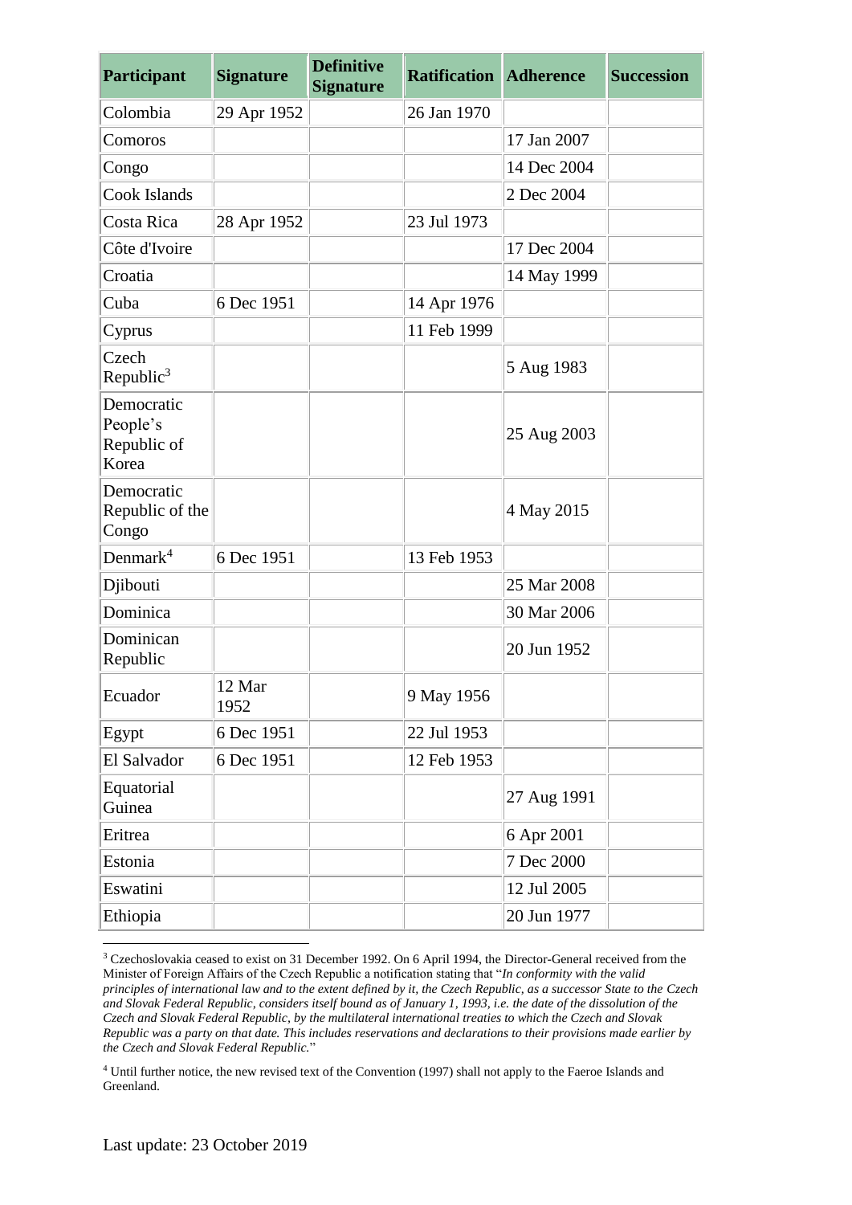| Participant | Signature | Definitive Signature | Ratification | Adherence | Succession |
|---|---|---|---|---|---|
| Colombia | 29 Apr 1952 | | 26 Jan 1970 | | |
| Comoros | | | | 17 Jan 2007 | |
| Congo | | | | 14 Dec 2004 | |
| Cook Islands | | | | 2 Dec 2004 | |
| Costa Rica | 28 Apr 1952 | | 23 Jul 1973 | | |
| Côte d'Ivoire | | | | 17 Dec 2004 | |
| Croatia | | | | 14 May 1999 | |
| Cuba | 6 Dec 1951 | | 14 Apr 1976 | | |
| Cyprus | | | 11 Feb 1999 | | |
| Czech Republic[3] | | | | 5 Aug 1983 | |
| Democratic People's Republic of Korea | | | | 25 Aug 2003 | |
| Democratic Republic of the Congo | | | | 4 May 2015 | |
| Denmark[4] | 6 Dec 1951 | | 13 Feb 1953 | | |
| Djibouti | | | | 25 Mar 2008 | |
| Dominica | | | | 30 Mar 2006 | |
| Dominican Republic | | | | 20 Jun 1952 | |
| Ecuador | 12 Mar 1952 | | 9 May 1956 | | |
| Egypt | 6 Dec 1951 | | 22 Jul 1953 | | |
| El Salvador | 6 Dec 1951 | | 12 Feb 1953 | | |
| Equatorial Guinea | | | | 27 Aug 1991 | |
| Eritrea | | | | 6 Apr 2001 | |
| Estonia | | | | 7 Dec 2000 | |
| Eswatini | | | | 12 Jul 2005 | |
| Ethiopia | | | | 20 Jun 1977 | |

[3] Czechoslovakia ceased to exist on 31 December 1992. On 6 April 1994, the Director-General received from the Minister of Foreign Affairs of the Czech Republic a notification stating that "*In conformity with the valid principles of international law and to the extent defined by it, the Czech Republic, as a successor State to the Czech and Slovak Federal Republic, considers itself bound as of January 1, 1993, i.e. the date of the dissolution of the Czech and Slovak Federal Republic, by the multilateral international treaties to which the Czech and Slovak Republic was a party on that date. This includes reservations and declarations to their provisions made earlier by the Czech and Slovak Federal Republic.*"

[4] Until further notice, the new revised text of the Convention (1997) shall not apply to the Faeroe Islands and Greenland.

Last update: 23 October 2019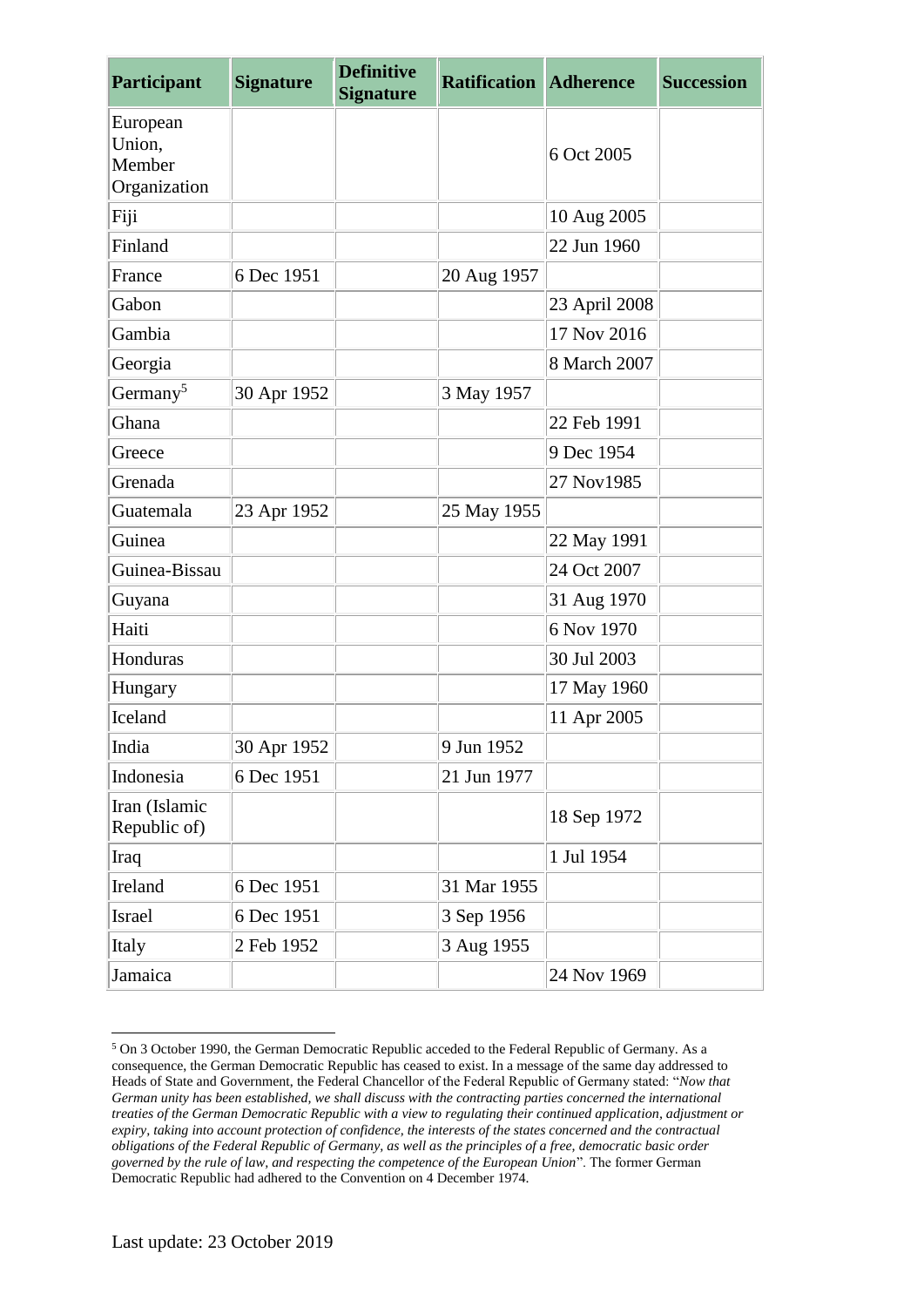| Participant | Signature | Definitive Signature | Ratification | Adherence | Succession |
|---|---|---|---|---|---|
| European Union, Member Organization | | | | 6 Oct 2005 | |
| Fiji | | | | 10 Aug 2005 | |
| Finland | | | | 22 Jun 1960 | |
| France | 6 Dec 1951 | | 20 Aug 1957 | | |
| Gabon | | | | 23 April 2008 | |
| Gambia | | | | 17 Nov 2016 | |
| Georgia | | | | 8 March 2007 | |
| Germany[5] | 30 Apr 1952 | | 3 May 1957 | | |
| Ghana | | | | 22 Feb 1991 | |
| Greece | | | | 9 Dec 1954 | |
| Grenada | | | | 27 Nov1985 | |
| Guatemala | 23 Apr 1952 | | 25 May 1955 | | |
| Guinea | | | | 22 May 1991 | |
| Guinea-Bissau | | | | 24 Oct 2007 | |
| Guyana | | | | 31 Aug 1970 | |
| Haiti | | | | 6 Nov 1970 | |
| Honduras | | | | 30 Jul 2003 | |
| Hungary | | | | 17 May 1960 | |
| Iceland | | | | 11 Apr 2005 | |
| India | 30 Apr 1952 | | 9 Jun 1952 | | |
| Indonesia | 6 Dec 1951 | | 21 Jun 1977 | | |
| Iran (Islamic Republic of) | | | | 18 Sep 1972 | |
| Iraq | | | | 1 Jul 1954 | |
| Ireland | 6 Dec 1951 | | 31 Mar 1955 | | |
| Israel | 6 Dec 1951 | | 3 Sep 1956 | | |
| Italy | 2 Feb 1952 | | 3 Aug 1955 | | |
| Jamaica | | | | 24 Nov 1969 | |

[5] On 3 October 1990, the German Democratic Republic acceded to the Federal Republic of Germany. As a consequence, the German Democratic Republic has ceased to exist. In a message of the same day addressed to Heads of State and Government, the Federal Chancellor of the Federal Republic of Germany stated: "*Now that German unity has been established, we shall discuss with the contracting parties concerned the international treaties of the German Democratic Republic with a view to regulating their continued application, adjustment or expiry, taking into account protection of confidence, the interests of the states concerned and the contractual obligations of the Federal Republic of Germany, as well as the principles of a free, democratic basic order governed by the rule of law, and respecting the competence of the European Union*". The former German Democratic Republic had adhered to the Convention on 4 December 1974.

Last update: 23 October 2019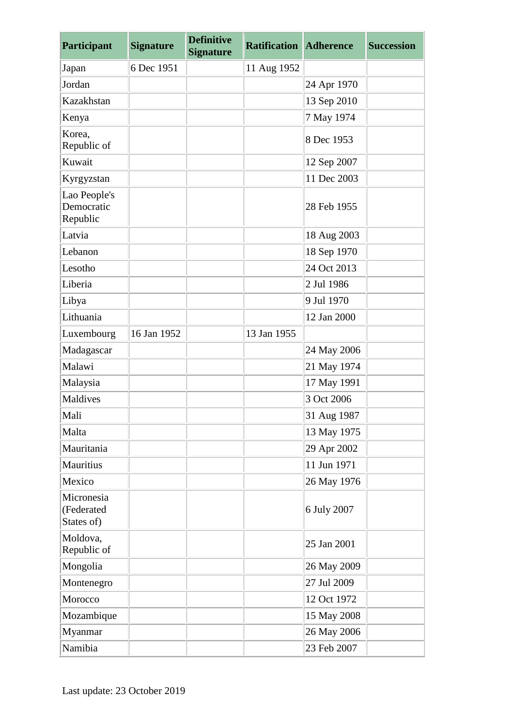| Participant | Signature | Definitive Signature | Ratification | Adherence | Succession |
|---|---|---|---|---|---|
| Japan | 6 Dec 1951 | | 11 Aug 1952 | | |
| Jordan | | | | 24 Apr 1970 | |
| Kazakhstan | | | | 13 Sep 2010 | |
| Kenya | | | | 7 May 1974 | |
| Korea, Republic of | | | | 8 Dec 1953 | |
| Kuwait | | | | 12 Sep 2007 | |
| Kyrgyzstan | | | | 11 Dec 2003 | |
| Lao People's Democratic Republic | | | | 28 Feb 1955 | |
| Latvia | | | | 18 Aug 2003 | |
| Lebanon | | | | 18 Sep 1970 | |
| Lesotho | | | | 24 Oct 2013 | |
| Liberia | | | | 2 Jul 1986 | |
| Libya | | | | 9 Jul 1970 | |
| Lithuania | | | | 12 Jan 2000 | |
| Luxembourg | 16 Jan 1952 | | 13 Jan 1955 | | |
| Madagascar | | | | 24 May 2006 | |
| Malawi | | | | 21 May 1974 | |
| Malaysia | | | | 17 May 1991 | |
| Maldives | | | | 3 Oct 2006 | |
| Mali | | | | 31 Aug 1987 | |
| Malta | | | | 13 May 1975 | |
| Mauritania | | | | 29 Apr 2002 | |
| Mauritius | | | | 11 Jun 1971 | |
| Mexico | | | | 26 May 1976 | |
| Micronesia (Federated States of) | | | | 6 July 2007 | |
| Moldova, Republic of | | | | 25 Jan 2001 | |
| Mongolia | | | | 26 May 2009 | |
| Montenegro | | | | 27 Jul 2009 | |
| Morocco | | | | 12 Oct 1972 | |
| Mozambique | | | | 15 May 2008 | |
| Myanmar | | | | 26 May 2006 | |
| Namibia | | | | 23 Feb 2007 | |

Last update: 23 October 2019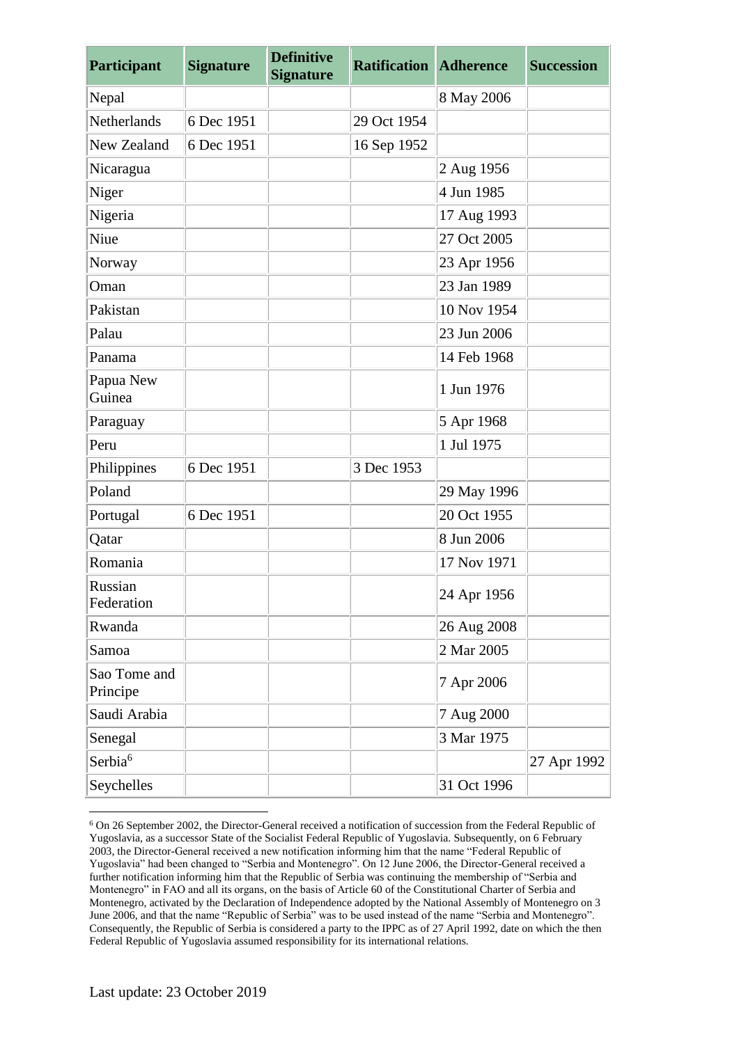| Participant | Signature | Definitive Signature | Ratification | Adherence | Succession |
|---|---|---|---|---|---|
| Nepal | | | | 8 May 2006 | |
| Netherlands | 6 Dec 1951 | | 29 Oct 1954 | | |
| New Zealand | 6 Dec 1951 | | 16 Sep 1952 | | |
| Nicaragua | | | | 2 Aug 1956 | |
| Niger | | | | 4 Jun 1985 | |
| Nigeria | | | | 17 Aug 1993 | |
| Niue | | | | 27 Oct 2005 | |
| Norway | | | | 23 Apr 1956 | |
| Oman | | | | 23 Jan 1989 | |
| Pakistan | | | | 10 Nov 1954 | |
| Palau | | | | 23 Jun 2006 | |
| Panama | | | | 14 Feb 1968 | |
| Papua New Guinea | | | | 1 Jun 1976 | |
| Paraguay | | | | 5 Apr 1968 | |
| Peru | | | | 1 Jul 1975 | |
| Philippines | 6 Dec 1951 | | 3 Dec 1953 | | |
| Poland | | | | 29 May 1996 | |
| Portugal | 6 Dec 1951 | | | 20 Oct 1955 | |
| Qatar | | | | 8 Jun 2006 | |
| Romania | | | | 17 Nov 1971 | |
| Russian Federation | | | | 24 Apr 1956 | |
| Rwanda | | | | 26 Aug 2008 | |
| Samoa | | | | 2 Mar 2005 | |
| Sao Tome and Principe | | | | 7 Apr 2006 | |
| Saudi Arabia | | | | 7 Aug 2000 | |
| Senegal | | | | 3 Mar 1975 | |
| Serbia[6] | | | | | 27 Apr 1992 |
| Seychelles | | | | 31 Oct 1996 | |

[6] On 26 September 2002, the Director-General received a notification of succession from the Federal Republic of Yugoslavia, as a successor State of the Socialist Federal Republic of Yugoslavia. Subsequently, on 6 February 2003, the Director-General received a new notification informing him that the name "Federal Republic of Yugoslavia" had been changed to "Serbia and Montenegro". On 12 June 2006, the Director-General received a further notification informing him that the Republic of Serbia was continuing the membership of "Serbia and Montenegro" in FAO and all its organs, on the basis of Article 60 of the Constitutional Charter of Serbia and Montenegro, activated by the Declaration of Independence adopted by the National Assembly of Montenegro on 3 June 2006, and that the name "Republic of Serbia" was to be used instead of the name "Serbia and Montenegro". Consequently, the Republic of Serbia is considered a party to the IPPC as of 27 April 1992, date on which the then Federal Republic of Yugoslavia assumed responsibility for its international relations.

Last update: 23 October 2019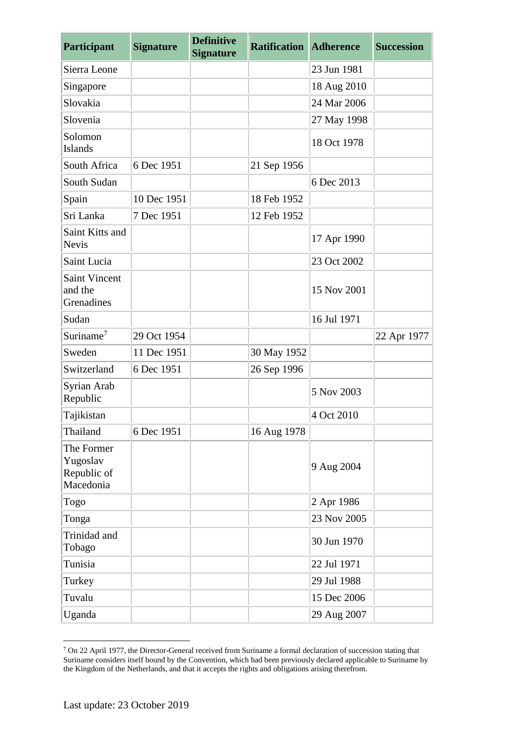| Participant | Signature | Definitive Signature | Ratification | Adherence | Succession |
|---|---|---|---|---|---|
| Sierra Leone | | | | 23 Jun 1981 | |
| Singapore | | | | 18 Aug 2010 | |
| Slovakia | | | | 24 Mar 2006 | |
| Slovenia | | | | 27 May 1998 | |
| Solomon Islands | | | | 18 Oct 1978 | |
| South Africa | 6 Dec 1951 | | 21 Sep 1956 | | |
| South Sudan | | | | 6 Dec 2013 | |
| Spain | 10 Dec 1951 | | 18 Feb 1952 | | |
| Sri Lanka | 7 Dec 1951 | | 12 Feb 1952 | | |
| Saint Kitts and Nevis | | | | 17 Apr 1990 | |
| Saint Lucia | | | | 23 Oct 2002 | |
| Saint Vincent and the Grenadines | | | | 15 Nov 2001 | |
| Sudan | | | | 16 Jul 1971 | |
| Suriname[7] | 29 Oct 1954 | | | | 22 Apr 1977 |
| Sweden | 11 Dec 1951 | | 30 May 1952 | | |
| Switzerland | 6 Dec 1951 | | 26 Sep 1996 | | |
| Syrian Arab Republic | | | | 5 Nov 2003 | |
| Tajikistan | | | | 4 Oct 2010 | |
| Thailand | 6 Dec 1951 | | 16 Aug 1978 | | |
| The Former Yugoslav Republic of Macedonia | | | | 9 Aug 2004 | |
| Togo | | | | 2 Apr 1986 | |
| Tonga | | | | 23 Nov 2005 | |
| Trinidad and Tobago | | | | 30 Jun 1970 | |
| Tunisia | | | | 22 Jul 1971 | |
| Turkey | | | | 29 Jul 1988 | |
| Tuvalu | | | | 15 Dec 2006 | |
| Uganda | | | | 29 Aug 2007 | |

[7] On 22 April 1977, the Director-General received from Suriname a formal declaration of succession stating that Suriname considers itself bound by the Convention, which had been previously declared applicable to Suriname by the Kingdom of the Netherlands, and that it accepts the rights and obligations arising therefrom.

Last update: 23 October 2019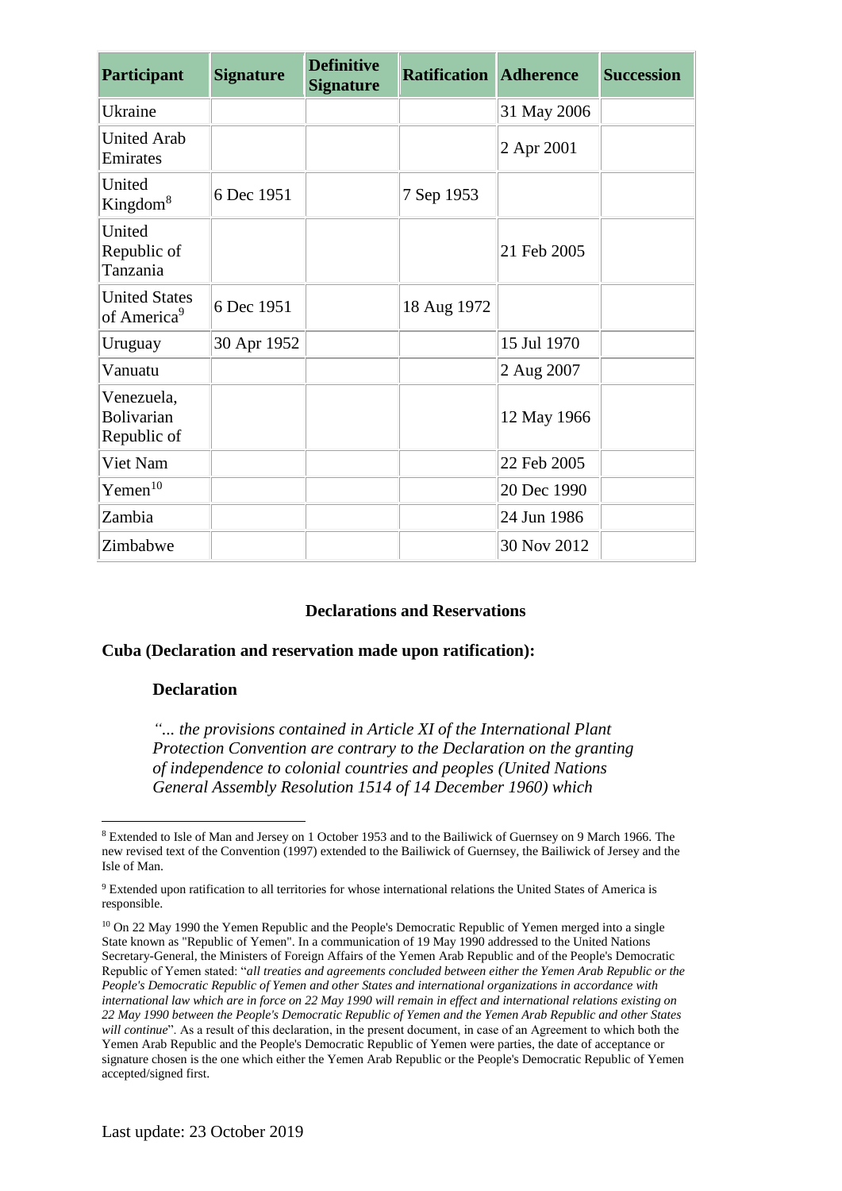| Participant | Signature | Definitive Signature | Ratification | Adherence | Succession |
|---|---|---|---|---|---|
| Ukraine | | | | 31 May 2006 | |
| United Arab Emirates | | | | 2 Apr 2001 | |
| United Kingdom[8] | 6 Dec 1951 | | 7 Sep 1953 | | |
| United Republic of Tanzania | | | | 21 Feb 2005 | |
| United States of America[9] | 6 Dec 1951 | | 18 Aug 1972 | | |
| Uruguay | 30 Apr 1952 | | | 15 Jul 1970 | |
| Vanuatu | | | | 2 Aug 2007 | |
| Venezuela, Bolivarian Republic of | | | | 12 May 1966 | |
| Viet Nam | | | | 22 Feb 2005 | |
| Yemen[10] | | | | 20 Dec 1990 | |
| Zambia | | | | 24 Jun 1986 | |
| Zimbabwe | | | | 30 Nov 2012 | |

## Declarations and Reservations

### Cuba (Declaration and reservation made upon ratification):

**Declaration**

*"... the provisions contained in Article XI of the International Plant Protection Convention are contrary to the Declaration on the granting of independence to colonial countries and peoples (United Nations General Assembly Resolution 1514 of 14 December 1960) which*

---

[8] Extended to Isle of Man and Jersey on 1 October 1953 and to the Bailiwick of Guernsey on 9 March 1966. The new revised text of the Convention (1997) extended to the Bailiwick of Guernsey, the Bailiwick of Jersey and the Isle of Man.

[9] Extended upon ratification to all territories for whose international relations the United States of America is responsible.

[10] On 22 May 1990 the Yemen Republic and the People's Democratic Republic of Yemen merged into a single State known as "Republic of Yemen". In a communication of 19 May 1990 addressed to the United Nations Secretary-General, the Ministers of Foreign Affairs of the Yemen Arab Republic and of the People's Democratic Republic of Yemen stated: "*all treaties and agreements concluded between either the Yemen Arab Republic or the People's Democratic Republic of Yemen and other States and international organizations in accordance with international law which are in force on 22 May 1990 will remain in effect and international relations existing on 22 May 1990 between the People's Democratic Republic of Yemen and the Yemen Arab Republic and other States will continue*". As a result of this declaration, in the present document, in case of an Agreement to which both the Yemen Arab Republic and the People's Democratic Republic of Yemen were parties, the date of acceptance or signature chosen is the one which either the Yemen Arab Republic or the People's Democratic Republic of Yemen accepted/signed first.

Last update: 23 October 2019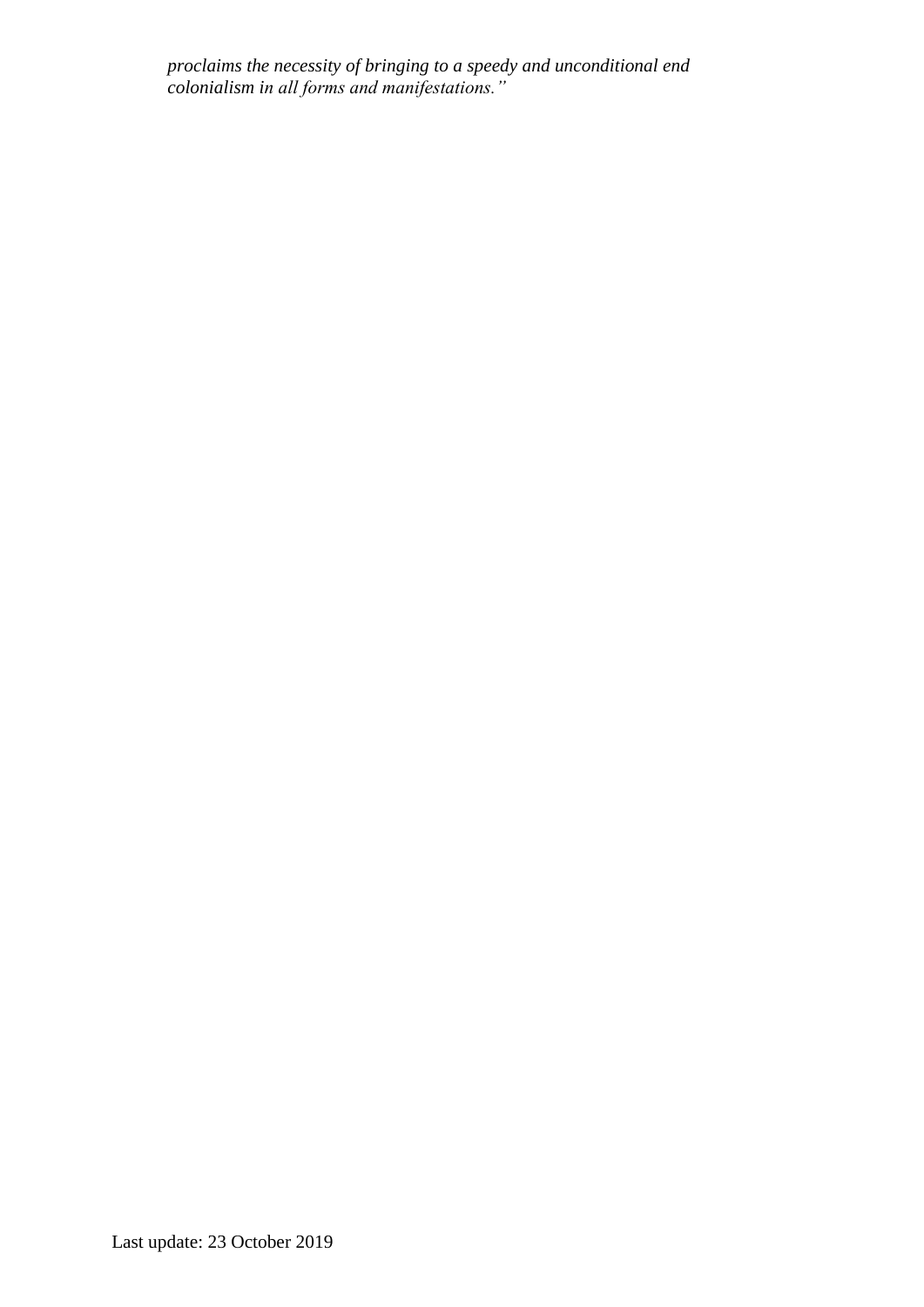*proclaims the necessity of bringing to a speedy and unconditional end colonialism in all forms and manifestations."*

Last update: 23 October 2019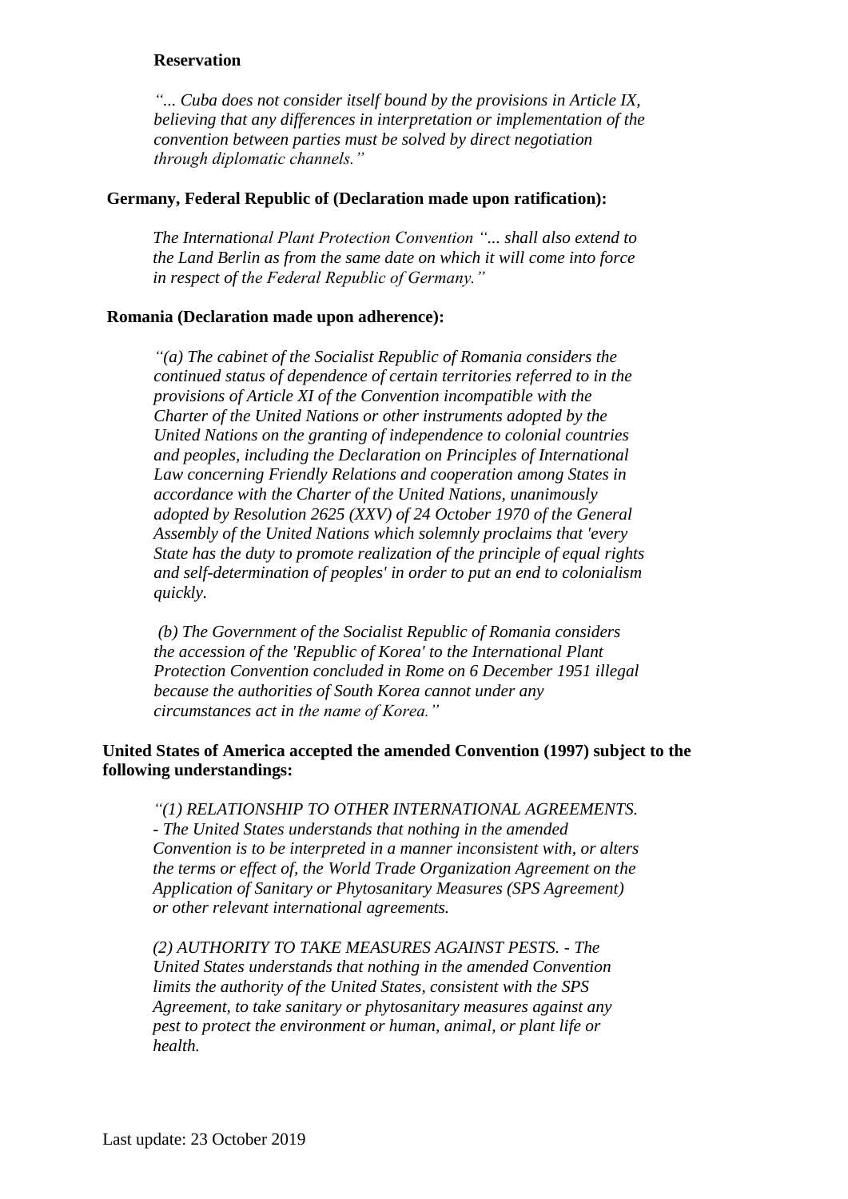**Reservation**

*"... Cuba does not consider itself bound by the provisions in Article IX, believing that any differences in interpretation or implementation of the convention between parties must be solved by direct negotiation through diplomatic channels."*

**Germany, Federal Republic of (Declaration made upon ratification):**

*The International Plant Protection Convention "... shall also extend to the Land Berlin as from the same date on which it will come into force in respect of the Federal Republic of Germany."*

**Romania (Declaration made upon adherence):**

*"(a) The cabinet of the Socialist Republic of Romania considers the continued status of dependence of certain territories referred to in the provisions of Article XI of the Convention incompatible with the Charter of the United Nations or other instruments adopted by the United Nations on the granting of independence to colonial countries and peoples, including the Declaration on Principles of International Law concerning Friendly Relations and cooperation among States in accordance with the Charter of the United Nations, unanimously adopted by Resolution 2625 (XXV) of 24 October 1970 of the General Assembly of the United Nations which solemnly proclaims that 'every State has the duty to promote realization of the principle of equal rights and self-determination of peoples' in order to put an end to colonialism quickly.*

*(b) The Government of the Socialist Republic of Romania considers the accession of the 'Republic of Korea' to the International Plant Protection Convention concluded in Rome on 6 December 1951 illegal because the authorities of South Korea cannot under any circumstances act in the name of Korea."*

**United States of America accepted the amended Convention (1997) subject to the following understandings:**

*"(1) RELATIONSHIP TO OTHER INTERNATIONAL AGREEMENTS. - The United States understands that nothing in the amended Convention is to be interpreted in a manner inconsistent with, or alters the terms or effect of, the World Trade Organization Agreement on the Application of Sanitary or Phytosanitary Measures (SPS Agreement) or other relevant international agreements.*

*(2) AUTHORITY TO TAKE MEASURES AGAINST PESTS. - The United States understands that nothing in the amended Convention limits the authority of the United States, consistent with the SPS Agreement, to take sanitary or phytosanitary measures against any pest to protect the environment or human, animal, or plant life or health.*

Last update: 23 October 2019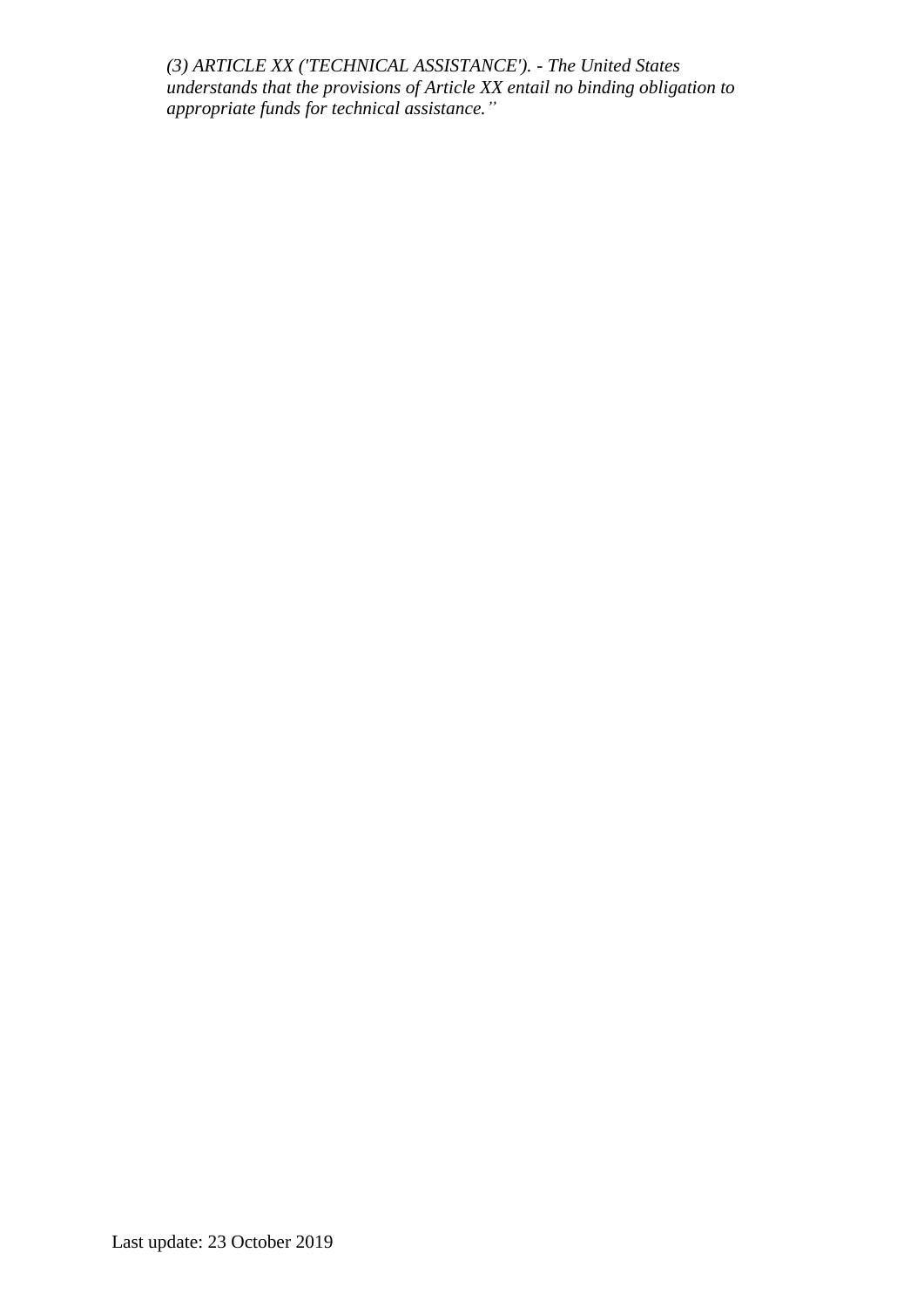*(3) ARTICLE XX ('TECHNICAL ASSISTANCE'). - The United States understands that the provisions of Article XX entail no binding obligation to appropriate funds for technical assistance.”*

Last update: 23 October 2019